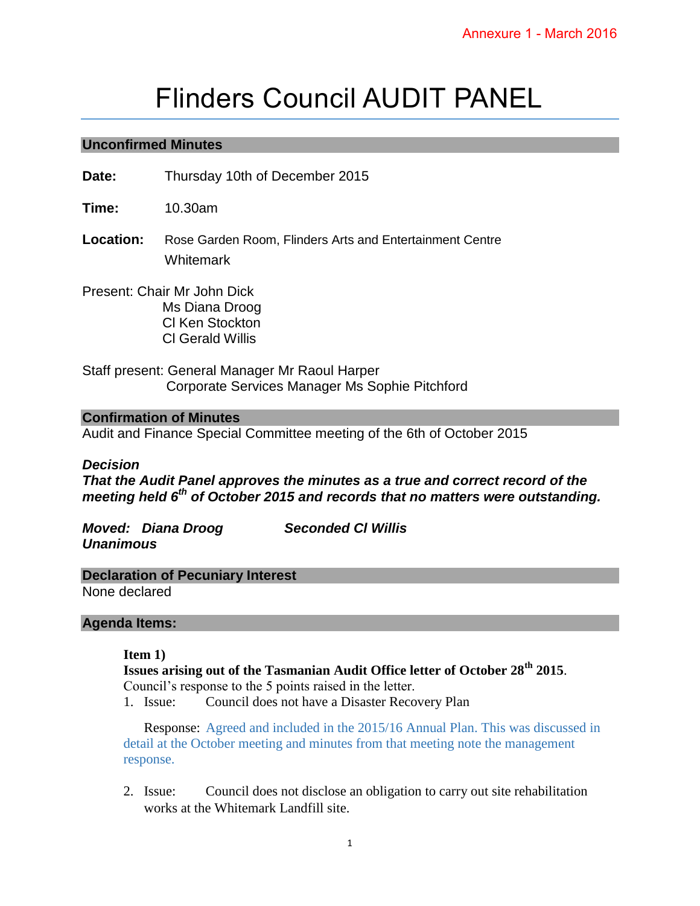Annexure 1 - March 2016

# Flinders Council AUDIT PANEL

## Unconfirmed Minutes

**Date:** Thursday 10th of December 2015

**Time:** 10.30am

**Location:** Rose Garden Room, Flinders Arts and Entertainment Centre Whitemark

Present: Chair Mr John Dick
Ms Diana Droog
Cl Ken Stockton
Cl Gerald Willis

Staff present: General Manager Mr Raoul Harper
Corporate Services Manager Ms Sophie Pitchford

## Confirmation of Minutes

Audit and Finance Special Committee meeting of the 6th of October 2015

***Decision***
***That the Audit Panel approves the minutes as a true and correct record of the meeting held 6th of October 2015 and records that no matters were outstanding.***

***Moved: Diana Droog*** ***Seconded Cl Willis***
***Unanimous***

## Declaration of Pecuniary Interest

None declared

## Agenda Items:

**Item 1)**
**Issues arising out of the Tasmanian Audit Office letter of October 28th 2015**.
Council's response to the 5 points raised in the letter.

1. Issue: Council does not have a Disaster Recovery Plan

   Response: Agreed and included in the 2015/16 Annual Plan. This was discussed in detail at the October meeting and minutes from that meeting note the management response.

2. Issue: Council does not disclose an obligation to carry out site rehabilitation works at the Whitemark Landfill site.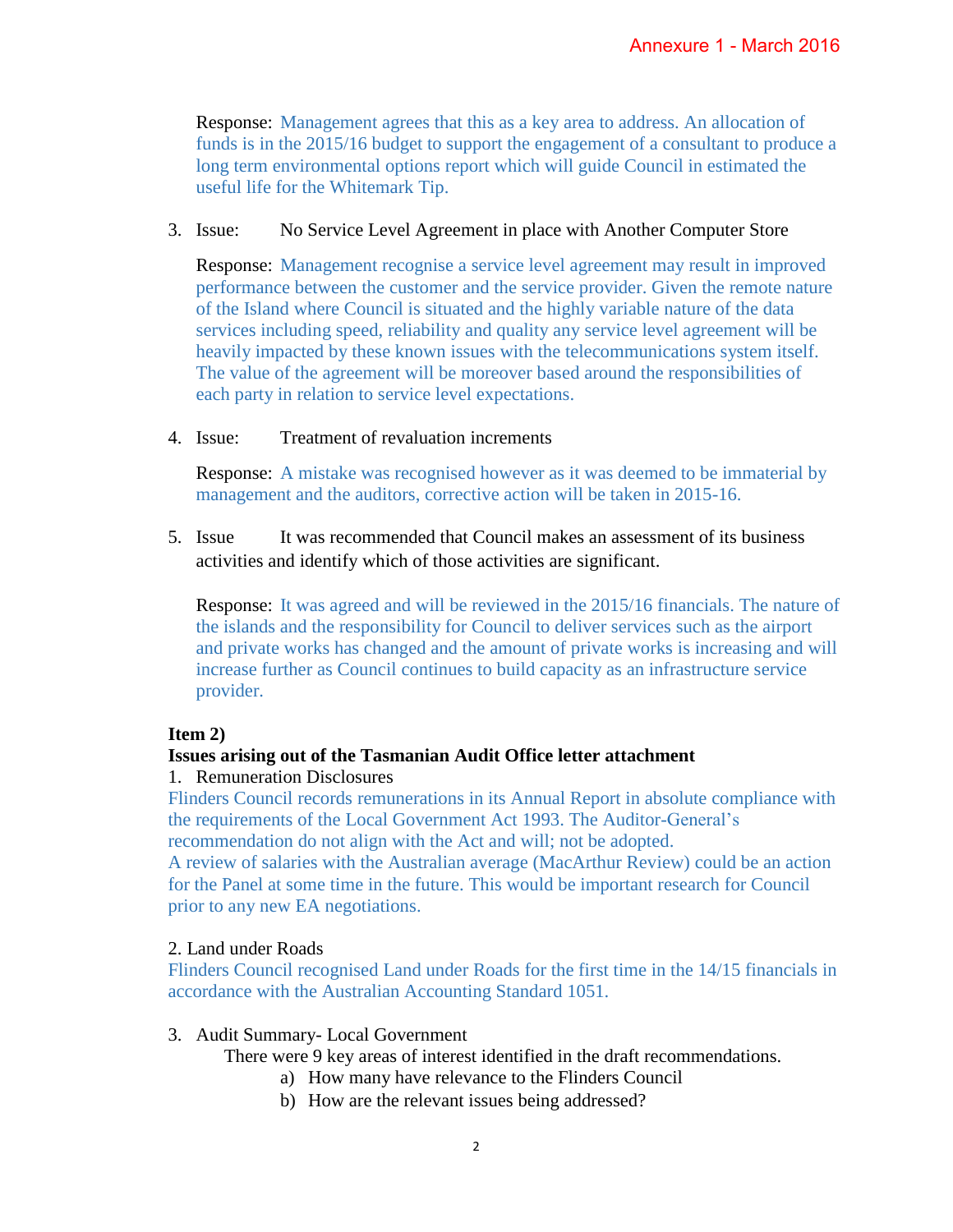Response: Management agrees that this as a key area to address. An allocation of funds is in the 2015/16 budget to support the engagement of a consultant to produce a long term environmental options report which will guide Council in estimated the useful life for the Whitemark Tip.

3. Issue: No Service Level Agreement in place with Another Computer Store

   Response: Management recognise a service level agreement may result in improved performance between the customer and the service provider. Given the remote nature of the Island where Council is situated and the highly variable nature of the data services including speed, reliability and quality any service level agreement will be heavily impacted by these known issues with the telecommunications system itself. The value of the agreement will be moreover based around the responsibilities of each party in relation to service level expectations.

4. Issue: Treatment of revaluation increments

   Response: A mistake was recognised however as it was deemed to be immaterial by management and the auditors, corrective action will be taken in 2015-16.

5. Issue It was recommended that Council makes an assessment of its business activities and identify which of those activities are significant.

   Response: It was agreed and will be reviewed in the 2015/16 financials. The nature of the islands and the responsibility for Council to deliver services such as the airport and private works has changed and the amount of private works is increasing and will increase further as Council continues to build capacity as an infrastructure service provider.

**Item 2)**

**Issues arising out of the Tasmanian Audit Office letter attachment**

1. Remuneration Disclosures

Flinders Council records remunerations in its Annual Report in absolute compliance with the requirements of the Local Government Act 1993. The Auditor-General's recommendation do not align with the Act and will; not be adopted.
A review of salaries with the Australian average (MacArthur Review) could be an action for the Panel at some time in the future. This would be important research for Council prior to any new EA negotiations.

2. Land under Roads

Flinders Council recognised Land under Roads for the first time in the 14/15 financials in accordance with the Australian Accounting Standard 1051.

3. Audit Summary- Local Government

   There were 9 key areas of interest identified in the draft recommendations.

   a) How many have relevance to the Flinders Council
   b) How are the relevant issues being addressed?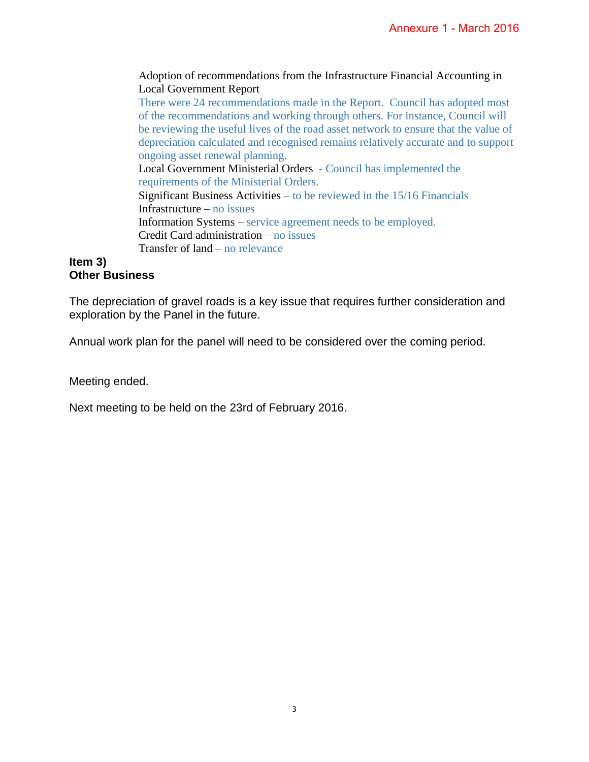Adoption of recommendations from the Infrastructure Financial Accounting in Local Government Report

There were 24 recommendations made in the Report. Council has adopted most of the recommendations and working through others. For instance, Council will be reviewing the useful lives of the road asset network to ensure that the value of depreciation calculated and recognised remains relatively accurate and to support ongoing asset renewal planning.

Local Government Ministerial Orders - Council has implemented the requirements of the Ministerial Orders.

Significant Business Activities – to be reviewed in the 15/16 Financials

Infrastructure – no issues

Information Systems – service agreement needs to be employed.

Credit Card administration – no issues

Transfer of land – no relevance

**Item 3)**
**Other Business**

The depreciation of gravel roads is a key issue that requires further consideration and exploration by the Panel in the future.

Annual work plan for the panel will need to be considered over the coming period.

Meeting ended.

Next meeting to be held on the 23rd of February 2016.